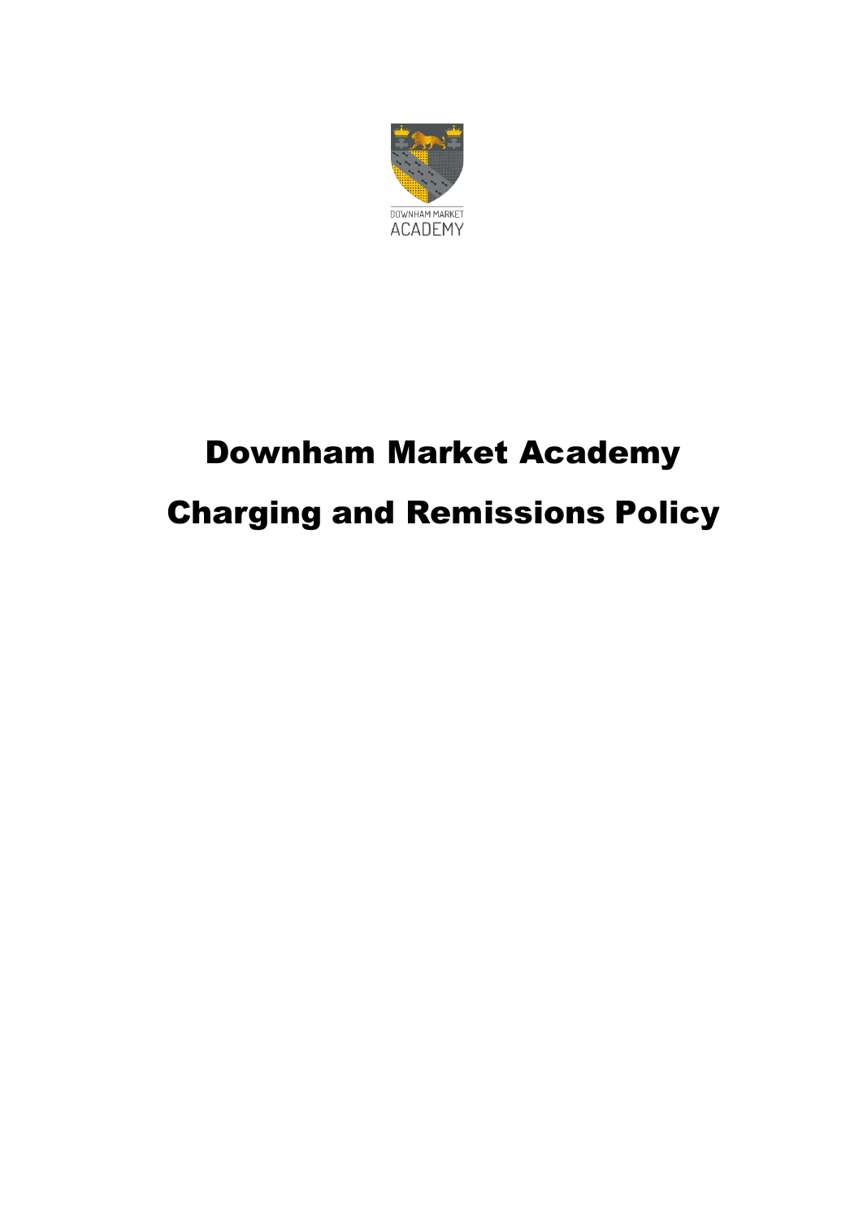# Downham Market Academy

# Charging and Remissions Policy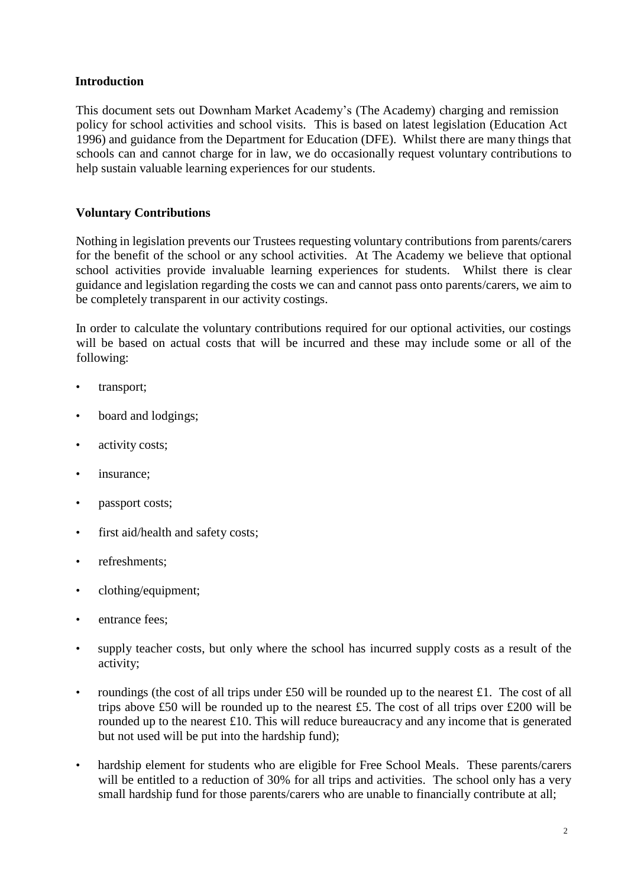## Introduction

This document sets out Downham Market Academy's (The Academy) charging and remission policy for school activities and school visits. This is based on latest legislation (Education Act 1996) and guidance from the Department for Education (DFE). Whilst there are many things that schools can and cannot charge for in law, we do occasionally request voluntary contributions to help sustain valuable learning experiences for our students.

## Voluntary Contributions

Nothing in legislation prevents our Trustees requesting voluntary contributions from parents/carers for the benefit of the school or any school activities. At The Academy we believe that optional school activities provide invaluable learning experiences for students. Whilst there is clear guidance and legislation regarding the costs we can and cannot pass onto parents/carers, we aim to be completely transparent in our activity costings.

In order to calculate the voluntary contributions required for our optional activities, our costings will be based on actual costs that will be incurred and these may include some or all of the following:

- transport;
- board and lodgings;
- activity costs;
- insurance;
- passport costs;
- first aid/health and safety costs;
- refreshments;
- clothing/equipment;
- entrance fees;
- supply teacher costs, but only where the school has incurred supply costs as a result of the activity;
- roundings (the cost of all trips under £50 will be rounded up to the nearest £1. The cost of all trips above £50 will be rounded up to the nearest £5. The cost of all trips over £200 will be rounded up to the nearest £10. This will reduce bureaucracy and any income that is generated but not used will be put into the hardship fund);
- hardship element for students who are eligible for Free School Meals. These parents/carers will be entitled to a reduction of 30% for all trips and activities. The school only has a very small hardship fund for those parents/carers who are unable to financially contribute at all;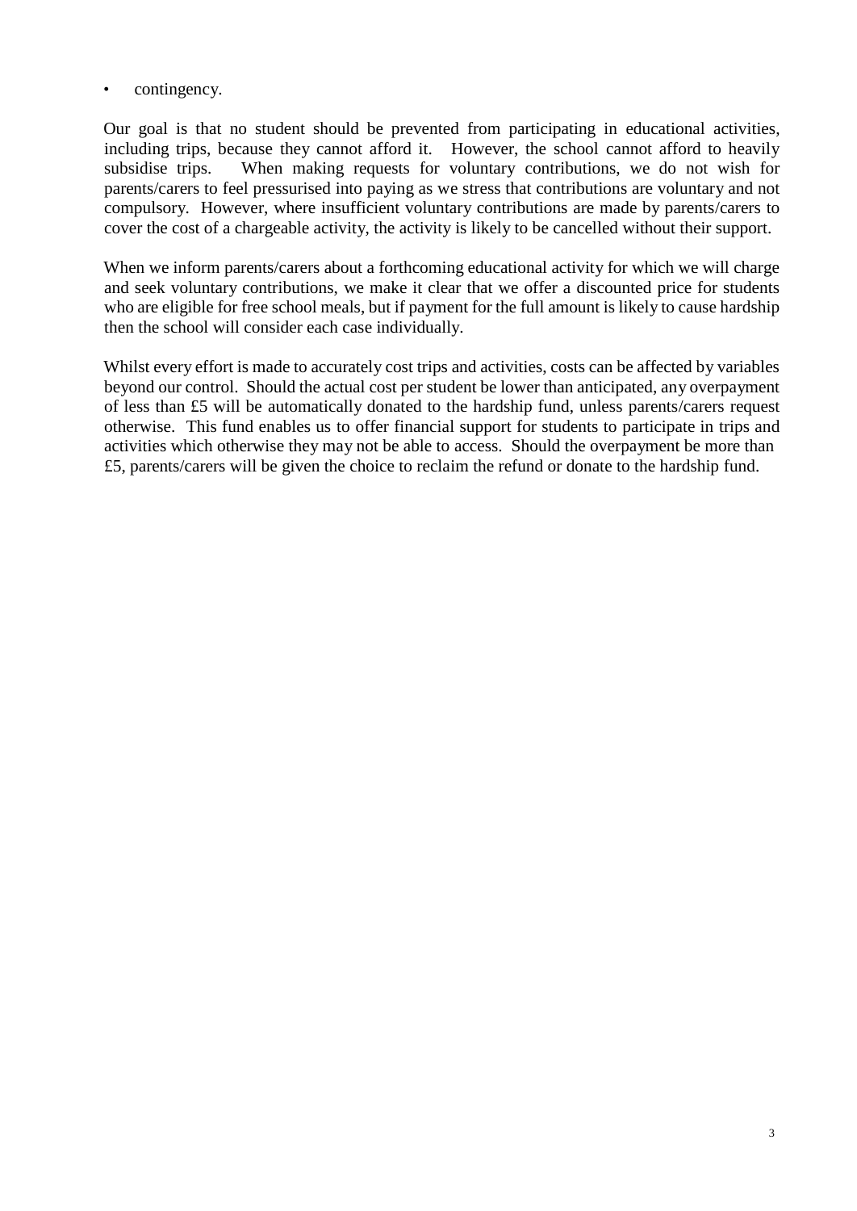- contingency.

Our goal is that no student should be prevented from participating in educational activities, including trips, because they cannot afford it. However, the school cannot afford to heavily subsidise trips. When making requests for voluntary contributions, we do not wish for parents/carers to feel pressurised into paying as we stress that contributions are voluntary and not compulsory. However, where insufficient voluntary contributions are made by parents/carers to cover the cost of a chargeable activity, the activity is likely to be cancelled without their support.

When we inform parents/carers about a forthcoming educational activity for which we will charge and seek voluntary contributions, we make it clear that we offer a discounted price for students who are eligible for free school meals, but if payment for the full amount is likely to cause hardship then the school will consider each case individually.

Whilst every effort is made to accurately cost trips and activities, costs can be affected by variables beyond our control. Should the actual cost per student be lower than anticipated, any overpayment of less than £5 will be automatically donated to the hardship fund, unless parents/carers request otherwise. This fund enables us to offer financial support for students to participate in trips and activities which otherwise they may not be able to access. Should the overpayment be more than £5, parents/carers will be given the choice to reclaim the refund or donate to the hardship fund.